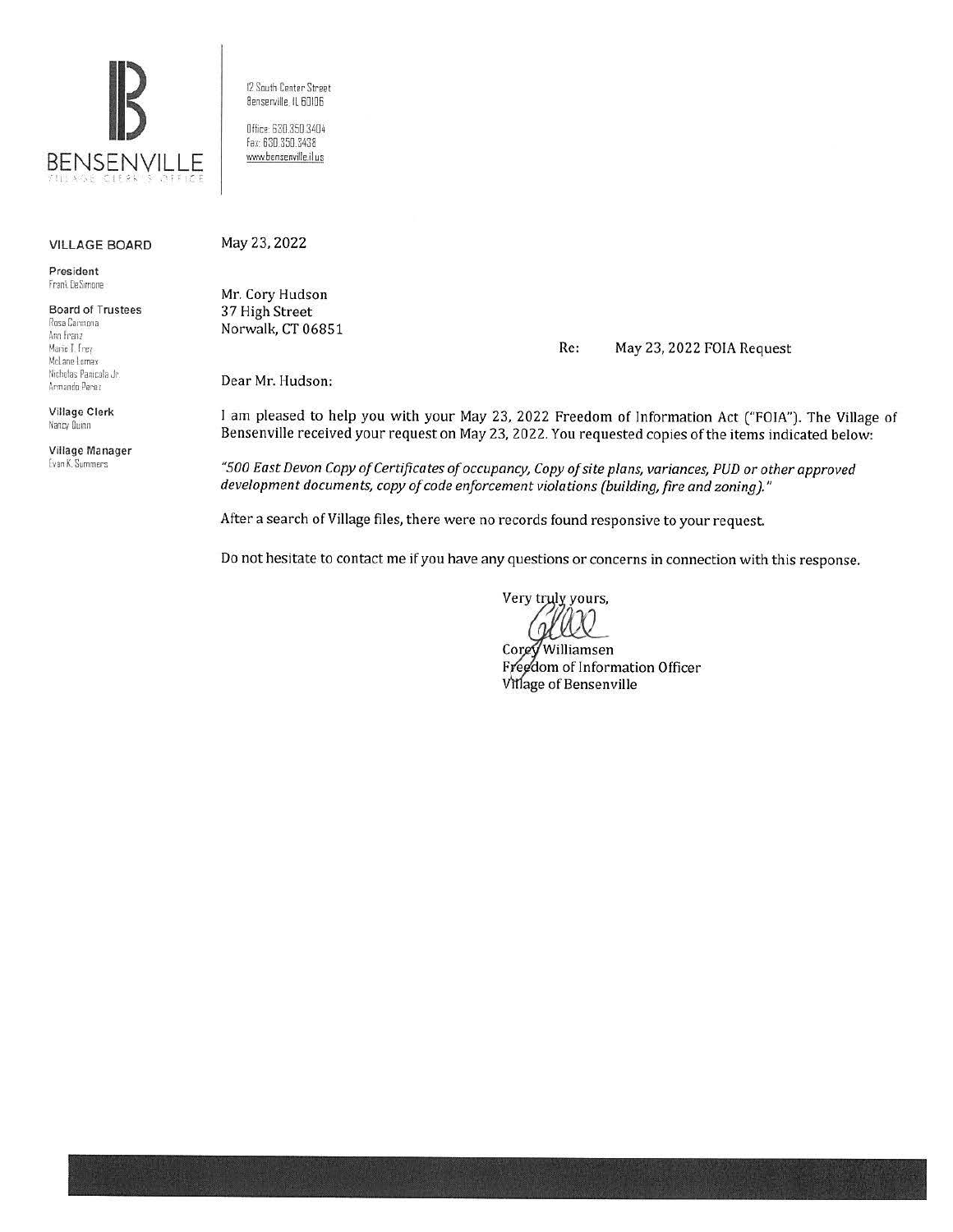# BENSENVILLE

VILLAGE CLERK'S OFFICE

12 South Center Street
Bensenville, IL 60106

Office: 630.350.3404
Fax: 630.350.3438
www.bensenville.il.us

**VILLAGE BOARD**

**President**
Frank DeSimone

**Board of Trustees**
Rosa Carmona
Ann Franz
Marie T. Frey
McLane Lomax
Nicholas Panicola Jr.
Armando Perez

**Village Clerk**
Nancy Quinn

**Village Manager**
Evan K. Summers

May 23, 2022

Mr. Cory Hudson
37 High Street
Norwalk, CT 06851

Re: May 23, 2022 FOIA Request

Dear Mr. Hudson:

I am pleased to help you with your May 23, 2022 Freedom of Information Act ("FOIA"). The Village of Bensenville received your request on May 23, 2022. You requested copies of the items indicated below:

*"500 East Devon Copy of Certificates of occupancy, Copy of site plans, variances, PUD or other approved development documents, copy of code enforcement violations (building, fire and zoning)."*

After a search of Village files, there were no records found responsive to your request.

Do not hesitate to contact me if you have any questions or concerns in connection with this response.

Very truly yours,

Corey Williamsen
Freedom of Information Officer
Village of Bensenville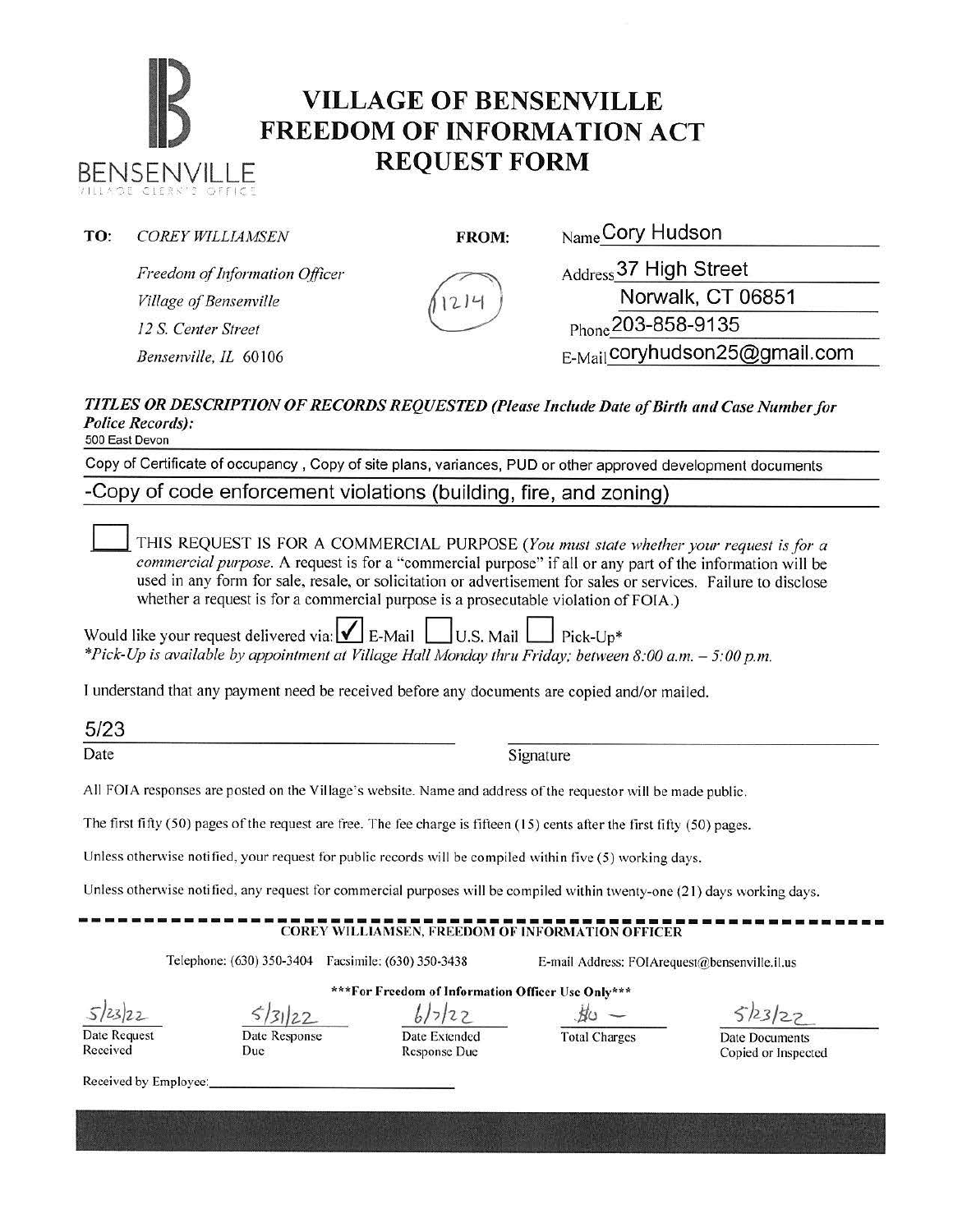# VILLAGE OF BENSENVILLE FREEDOM OF INFORMATION ACT REQUEST FORM

BENSENVILLE
VILLAGE CLERK'S OFFICE

**TO:** *COREY WILLIAMSEN*
*Freedom of Information Officer*
*Village of Bensenville*
*12 S. Center Street*
*Bensenville, IL 60106*

**FROM:**
1214

Name Cory Hudson
Address 37 High Street
Norwalk, CT 06851
Phone 203-858-9135
E-Mail coryhudson25@gmail.com

***TITLES OR DESCRIPTION OF RECORDS REQUESTED (Please Include Date of Birth and Case Number for Police Records):***

500 East Devon

Copy of Certificate of occupancy , Copy of site plans, variances, PUD or other approved development documents

-Copy of code enforcement violations (building, fire, and zoning)

☐ THIS REQUEST IS FOR A COMMERCIAL PURPOSE (*You must state whether your request is for a commercial purpose.* A request is for a "commercial purpose" if all or any part of the information will be used in any form for sale, resale, or solicitation or advertisement for sales or services. Failure to disclose whether a request is for a commercial purpose is a prosecutable violation of FOIA.)

Would like your request delivered via: ☑ E-Mail ☐ U.S. Mail ☐ Pick-Up*
**Pick-Up is available by appointment at Village Hall Monday thru Friday; between 8:00 a.m. – 5:00 p.m.*

I understand that any payment need be received before any documents are copied and/or mailed.

5/23
Date

Signature

All FOIA responses are posted on the Village's website. Name and address of the requestor will be made public.

The first fifty (50) pages of the request are free. The fee charge is fifteen (15) cents after the first fifty (50) pages.

Unless otherwise notified, your request for public records will be compiled within five (5) working days.

Unless otherwise notified, any request for commercial purposes will be compiled within twenty-one (21) days working days.

---

**COREY WILLIAMSEN, FREEDOM OF INFORMATION OFFICER**

Telephone: (630) 350-3404 Facsimile: (630) 350-3438 E-mail Address: FOIArequest@bensenville.il.us

***For Freedom of Information Officer Use Only***

| Date Request Received | Date Response Due | Date Extended Response Due | Total Charges | Date Documents Copied or Inspected |
|---|---|---|---|---|
| 5/23/22 | 5/31/22 | 6/7/22 | $0 – | 5/23/22 |

Received by Employee: ______________________